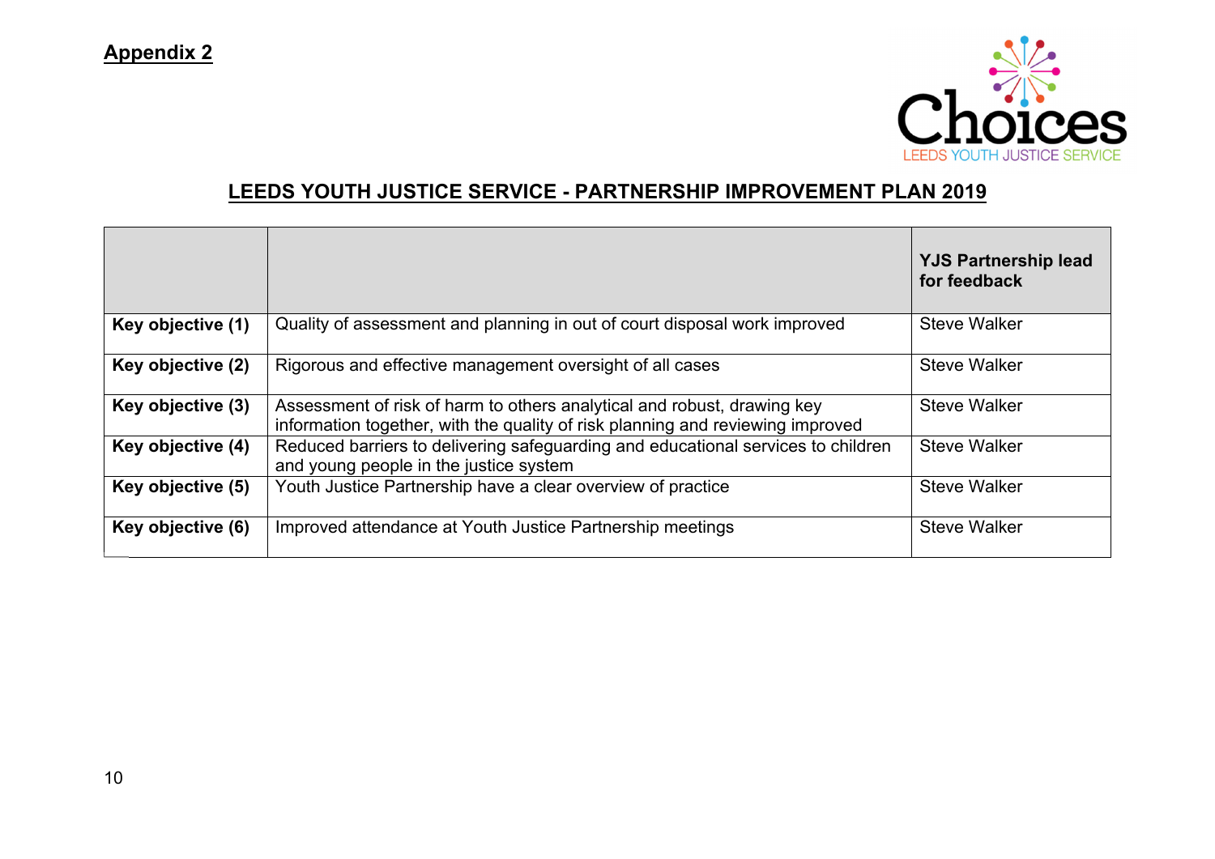**Appendix 2**

Choices

LEEDS YOUTH JUSTICE SERVICE

## LEEDS YOUTH JUSTICE SERVICE - PARTNERSHIP IMPROVEMENT PLAN 2019

| | | **YJS Partnership lead for feedback** |
|---|---|---|
| **Key objective (1)** | Quality of assessment and planning in out of court disposal work improved | Steve Walker |
| **Key objective (2)** | Rigorous and effective management oversight of all cases | Steve Walker |
| **Key objective (3)** | Assessment of risk of harm to others analytical and robust, drawing key information together, with the quality of risk planning and reviewing improved | Steve Walker |
| **Key objective (4)** | Reduced barriers to delivering safeguarding and educational services to children and young people in the justice system | Steve Walker |
| **Key objective (5)** | Youth Justice Partnership have a clear overview of practice | Steve Walker |
| **Key objective (6)** | Improved attendance at Youth Justice Partnership meetings | Steve Walker |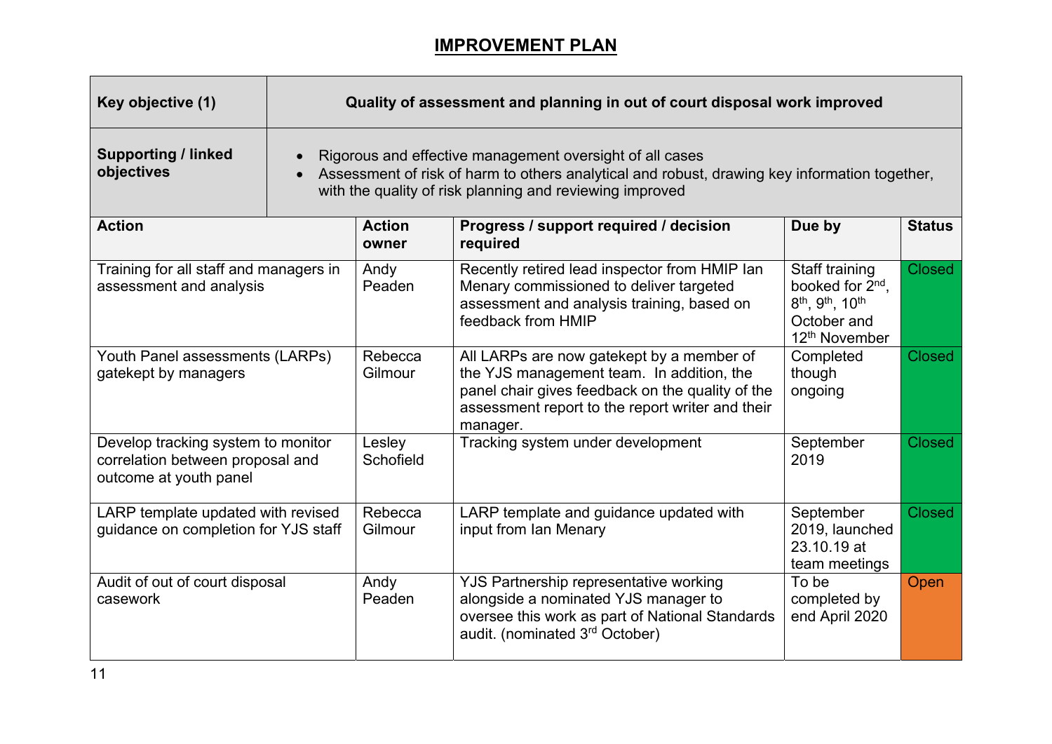# IMPROVEMENT PLAN

| Key objective (1) | Quality of assessment and planning in out of court disposal work improved | | | |
|---|---|---|---|---|
| **Supporting / linked objectives** | • Rigorous and effective management oversight of all cases<br>• Assessment of risk of harm to others analytical and robust, drawing key information together, with the quality of risk planning and reviewing improved | | | |
| **Action** | **Action owner** | **Progress / support required / decision required** | **Due by** | **Status** |
| Training for all staff and managers in assessment and analysis | Andy Peaden | Recently retired lead inspector from HMIP Ian Menary commissioned to deliver targeted assessment and analysis training, based on feedback from HMIP | Staff training booked for 2nd, 8th, 9th, 10th October and 12th November | Closed |
| Youth Panel assessments (LARPs) gatekept by managers | Rebecca Gilmour | All LARPs are now gatekept by a member of the YJS management team. In addition, the panel chair gives feedback on the quality of the assessment report to the report writer and their manager. | Completed though ongoing | Closed |
| Develop tracking system to monitor correlation between proposal and outcome at youth panel | Lesley Schofield | Tracking system under development | September 2019 | Closed |
| LARP template updated with revised guidance on completion for YJS staff | Rebecca Gilmour | LARP template and guidance updated with input from Ian Menary | September 2019, launched 23.10.19 at team meetings | Closed |
| Audit of out of court disposal casework | Andy Peaden | YJS Partnership representative working alongside a nominated YJS manager to oversee this work as part of National Standards audit. (nominated 3rd October) | To be completed by end April 2020 | Open |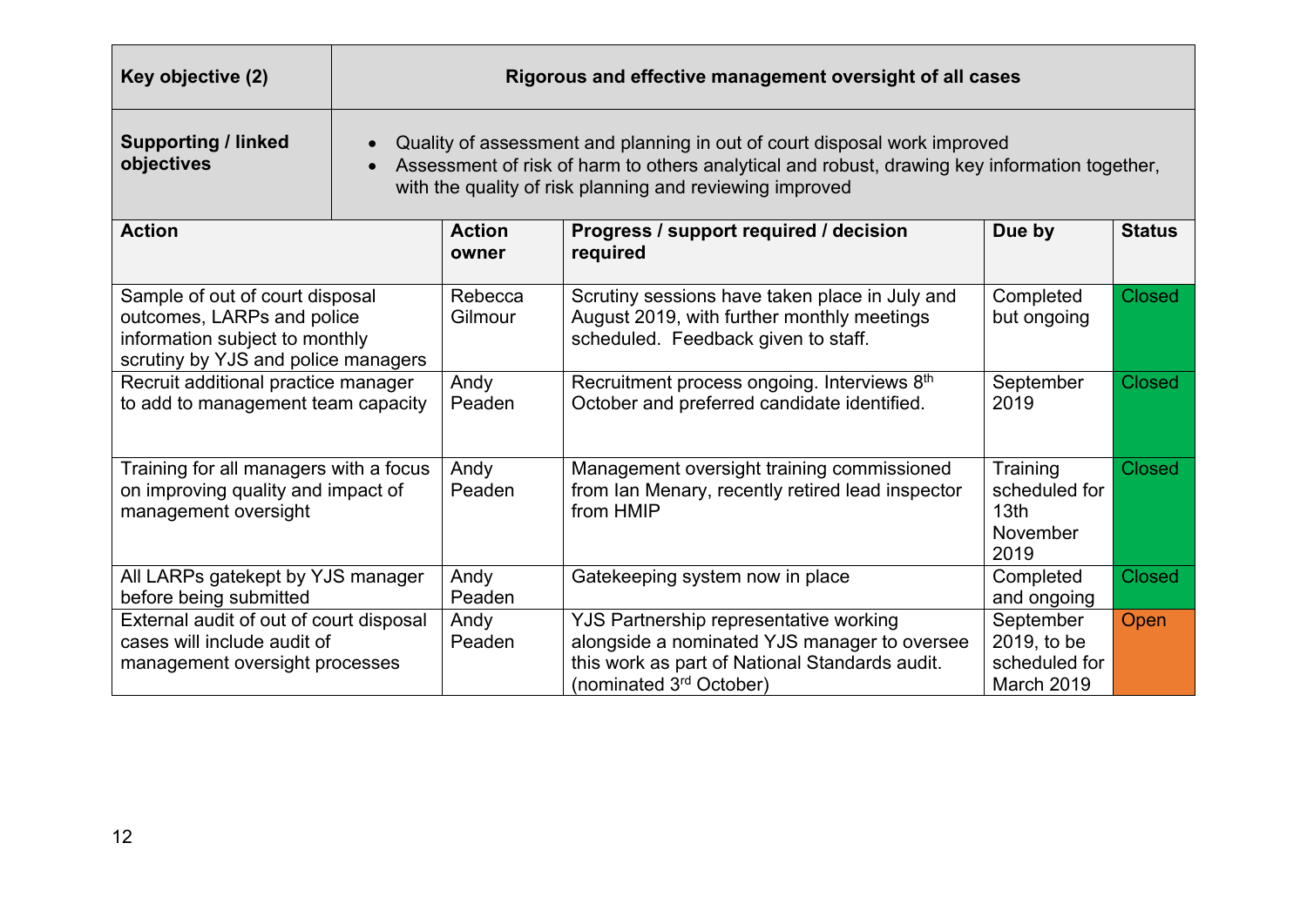| Key objective (2) | Rigorous and effective management oversight of all cases | | | |
|---|---|---|---|---|
| **Supporting / linked objectives** | • Quality of assessment and planning in out of court disposal work improved<br>• Assessment of risk of harm to others analytical and robust, drawing key information together, with the quality of risk planning and reviewing improved | | | |

| Action | Action owner | Progress / support required / decision required | Due by | Status |
|---|---|---|---|---|
| Sample of out of court disposal outcomes, LARPs and police information subject to monthly scrutiny by YJS and police managers | Rebecca Gilmour | Scrutiny sessions have taken place in July and August 2019, with further monthly meetings scheduled. Feedback given to staff. | Completed but ongoing | Closed |
| Recruit additional practice manager to add to management team capacity | Andy Peaden | Recruitment process ongoing. Interviews 8th October and preferred candidate identified. | September 2019 | Closed |
| Training for all managers with a focus on improving quality and impact of management oversight | Andy Peaden | Management oversight training commissioned from Ian Menary, recently retired lead inspector from HMIP | Training scheduled for 13th November 2019 | Closed |
| All LARPs gatekept by YJS manager before being submitted | Andy Peaden | Gatekeeping system now in place | Completed and ongoing | Closed |
| External audit of out of court disposal cases will include audit of management oversight processes | Andy Peaden | YJS Partnership representative working alongside a nominated YJS manager to oversee this work as part of National Standards audit. (nominated 3rd October) | September 2019, to be scheduled for March 2019 | Open |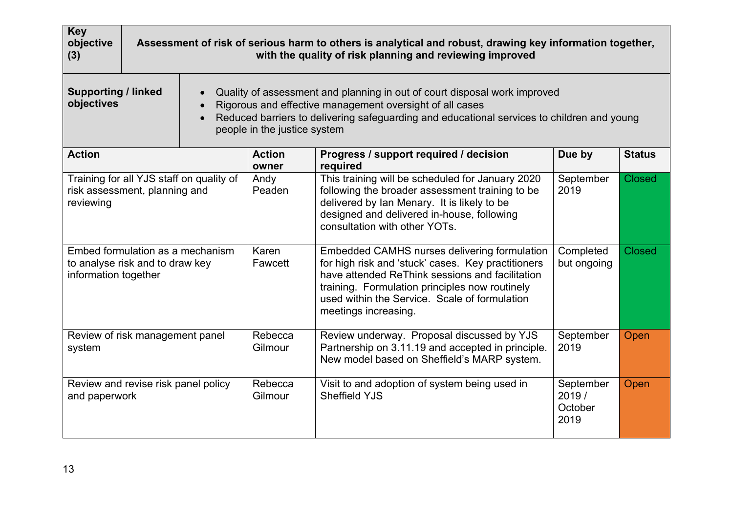| Key objective (3) | Assessment of risk of serious harm to others is analytical and robust, drawing key information together, with the quality of risk planning and reviewing improved | | | |
|---|---|---|---|---|
| **Supporting / linked objectives** | • Quality of assessment and planning in out of court disposal work improved<br>• Rigorous and effective management oversight of all cases<br>• Reduced barriers to delivering safeguarding and educational services to children and young people in the justice system | | | |
| **Action** | **Action owner** | **Progress / support required / decision required** | **Due by** | **Status** |
| Training for all YJS staff on quality of risk assessment, planning and reviewing | Andy Peaden | This training will be scheduled for January 2020 following the broader assessment training to be delivered by Ian Menary. It is likely to be designed and delivered in-house, following consultation with other YOTs. | September 2019 | Closed |
| Embed formulation as a mechanism to analyse risk and to draw key information together | Karen Fawcett | Embedded CAMHS nurses delivering formulation for high risk and 'stuck' cases. Key practitioners have attended ReThink sessions and facilitation training. Formulation principles now routinely used within the Service. Scale of formulation meetings increasing. | Completed but ongoing | Closed |
| Review of risk management panel system | Rebecca Gilmour | Review underway. Proposal discussed by YJS Partnership on 3.11.19 and accepted in principle. New model based on Sheffield's MARP system. | September 2019 | Open |
| Review and revise risk panel policy and paperwork | Rebecca Gilmour | Visit to and adoption of system being used in Sheffield YJS | September 2019 / October 2019 | Open |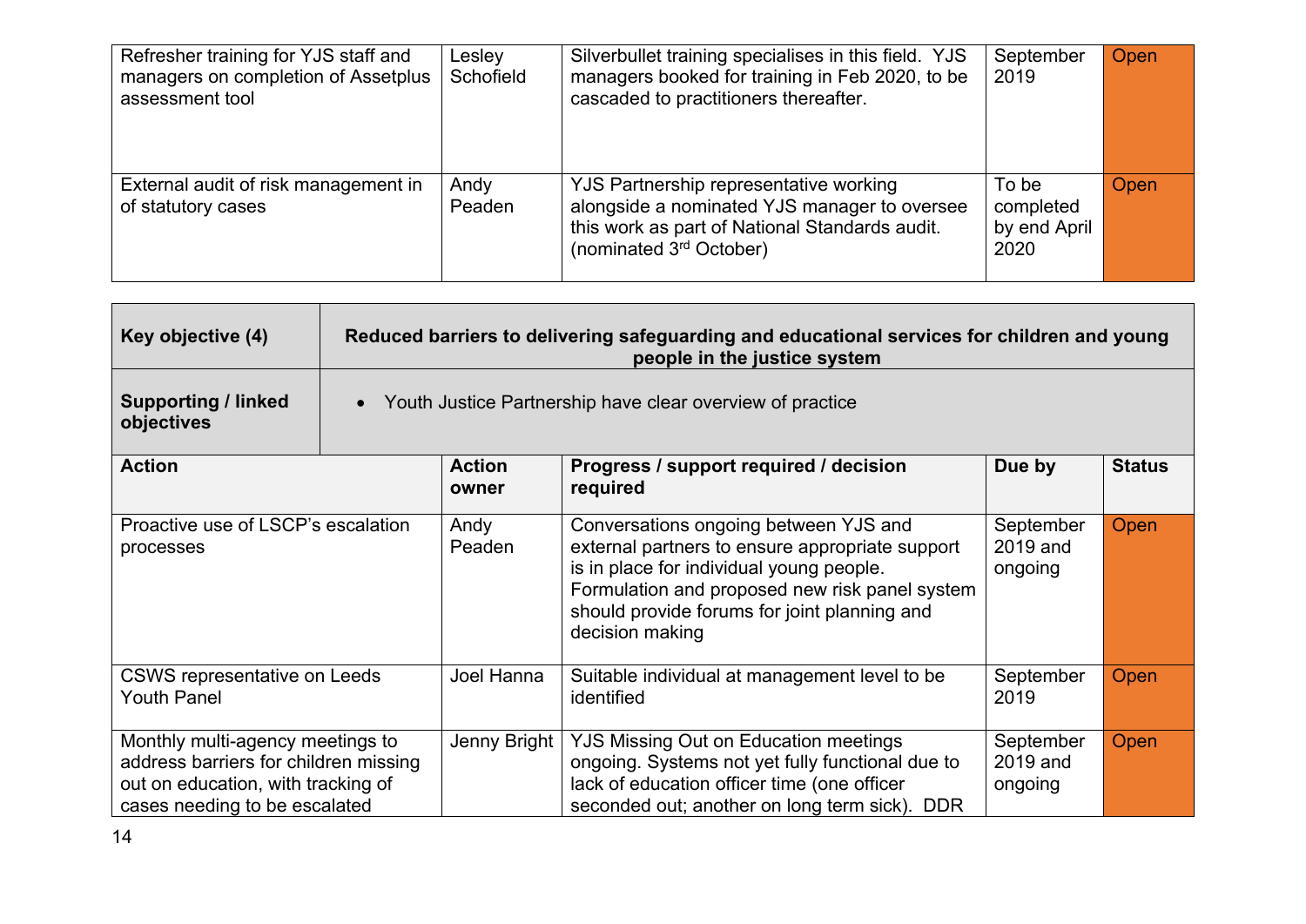| Action | Action owner | Progress / support required / decision required | Due by | Status |
|---|---|---|---|---|
| Refresher training for YJS staff and managers on completion of Assetplus assessment tool | Lesley Schofield | Silverbullet training specialises in this field. YJS managers booked for training in Feb 2020, to be cascaded to practitioners thereafter. | September 2019 | Open |
| External audit of risk management in of statutory cases | Andy Peaden | YJS Partnership representative working alongside a nominated YJS manager to oversee this work as part of National Standards audit. (nominated 3rd October) | To be completed by end April 2020 | Open |

| **Key objective (4)** | **Reduced barriers to delivering safeguarding and educational services for children and young people in the justice system** | | | |
|---|---|---|---|---|
| **Supporting / linked objectives** | • Youth Justice Partnership have clear overview of practice | | | |
| **Action** | **Action owner** | **Progress / support required / decision required** | **Due by** | **Status** |
| Proactive use of LSCP's escalation processes | Andy Peaden | Conversations ongoing between YJS and external partners to ensure appropriate support is in place for individual young people. Formulation and proposed new risk panel system should provide forums for joint planning and decision making | September 2019 and ongoing | Open |
| CSWS representative on Leeds Youth Panel | Joel Hanna | Suitable individual at management level to be identified | September 2019 | Open |
| Monthly multi-agency meetings to address barriers for children missing out on education, with tracking of cases needing to be escalated | Jenny Bright | YJS Missing Out on Education meetings ongoing. Systems not yet fully functional due to lack of education officer time (one officer seconded out; another on long term sick). DDR | September 2019 and ongoing | Open |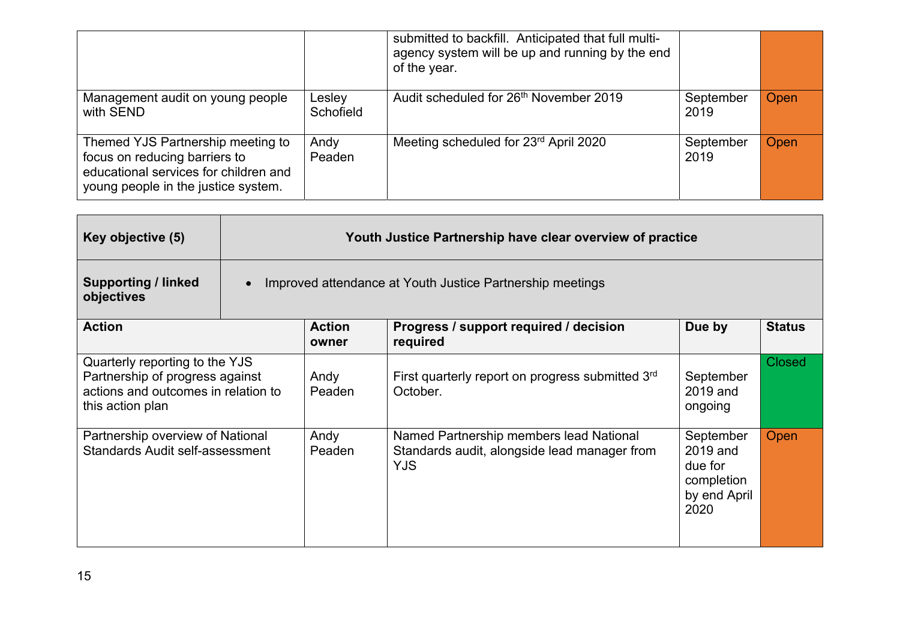| | | submitted to backfill. Anticipated that full multi-agency system will be up and running by the end of the year. | | |
|---|---|---|---|---|
| Management audit on young people with SEND | Lesley Schofield | Audit scheduled for 26th November 2019 | September 2019 | Open |
| Themed YJS Partnership meeting to focus on reducing barriers to educational services for children and young people in the justice system. | Andy Peaden | Meeting scheduled for 23rd April 2020 | September 2019 | Open |

| **Key objective (5)** | **Youth Justice Partnership have clear overview of practice** | | | |
|---|---|---|---|---|
| **Supporting / linked objectives** | • Improved attendance at Youth Justice Partnership meetings | | | |
| **Action** | **Action owner** | **Progress / support required / decision required** | **Due by** | **Status** |
| Quarterly reporting to the YJS Partnership of progress against actions and outcomes in relation to this action plan | Andy Peaden | First quarterly report on progress submitted 3rd October. | September 2019 and ongoing | Closed |
| Partnership overview of National Standards Audit self-assessment | Andy Peaden | Named Partnership members lead National Standards audit, alongside lead manager from YJS | September 2019 and due for completion by end April 2020 | Open |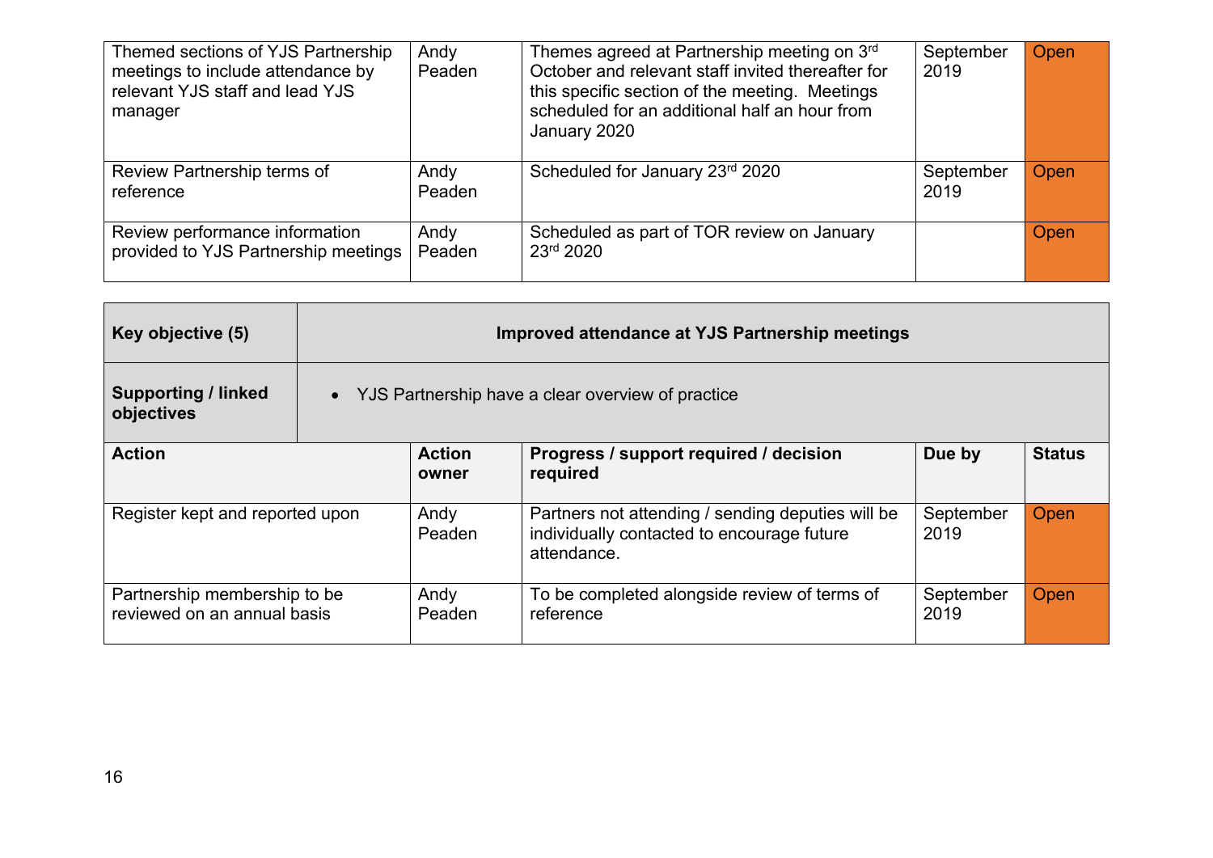| Themed sections of YJS Partnership meetings to include attendance by relevant YJS staff and lead YJS manager | Andy Peaden | Themes agreed at Partnership meeting on 3rd October and relevant staff invited thereafter for this specific section of the meeting. Meetings scheduled for an additional half an hour from January 2020 | September 2019 | Open |
|---|---|---|---|---|
| Review Partnership terms of reference | Andy Peaden | Scheduled for January 23rd 2020 | September 2019 | Open |
| Review performance information provided to YJS Partnership meetings | Andy Peaden | Scheduled as part of TOR review on January 23rd 2020 | | Open |

| **Key objective (5)** | **Improved attendance at YJS Partnership meetings** | | | |
|---|---|---|---|---|
| **Supporting / linked objectives** | • YJS Partnership have a clear overview of practice | | | |
| **Action** | **Action owner** | **Progress / support required / decision required** | **Due by** | **Status** |
| Register kept and reported upon | Andy Peaden | Partners not attending / sending deputies will be individually contacted to encourage future attendance. | September 2019 | Open |
| Partnership membership to be reviewed on an annual basis | Andy Peaden | To be completed alongside review of terms of reference | September 2019 | Open |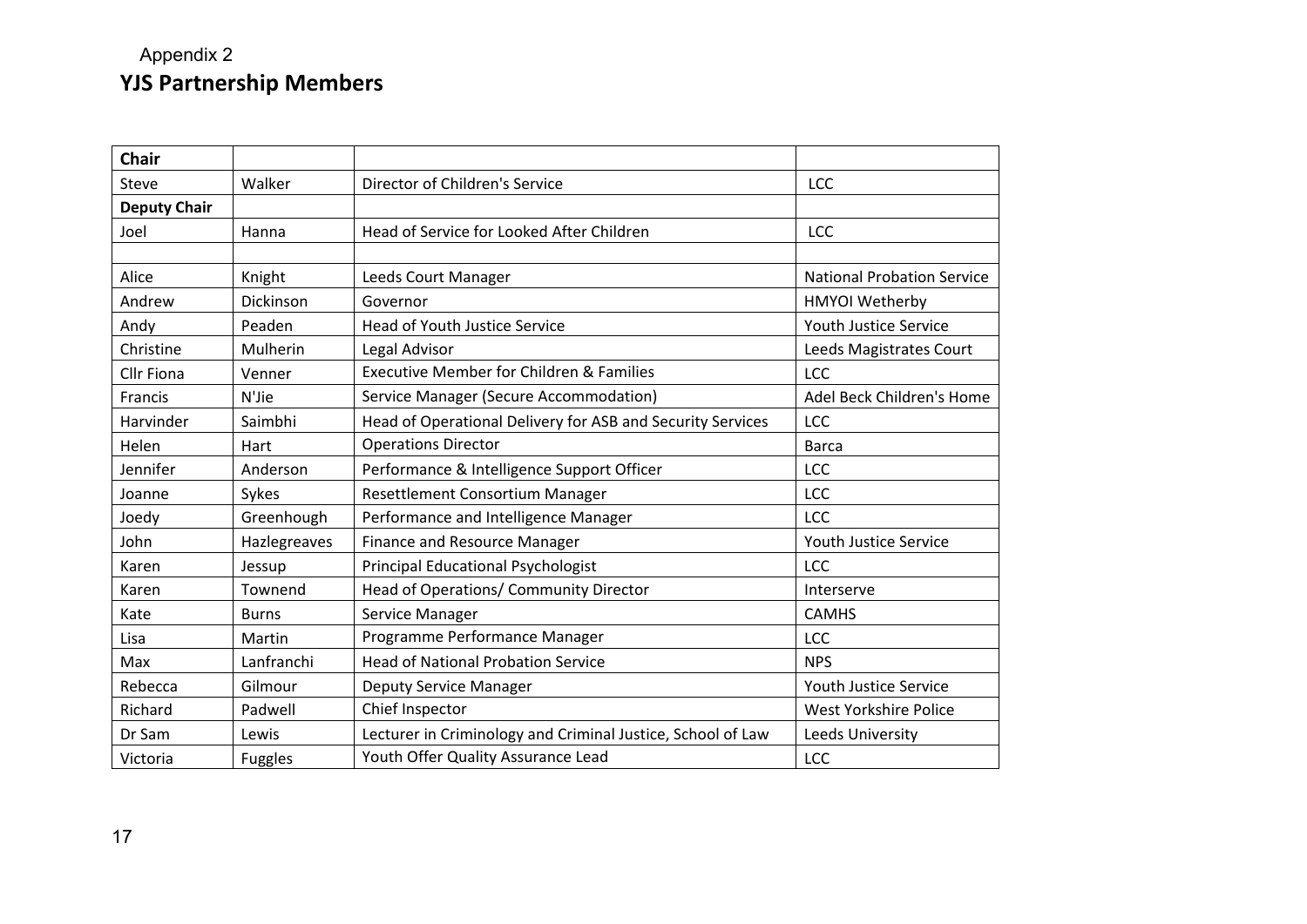Appendix 2

## YJS Partnership Members

| | | | |
|---|---|---|---|
| **Chair** | | | |
| Steve | Walker | Director of Children's Service | LCC |
| **Deputy Chair** | | | |
| Joel | Hanna | Head of Service for Looked After Children | LCC |
| | | | |
| Alice | Knight | Leeds Court Manager | National Probation Service |
| Andrew | Dickinson | Governor | HMYOI Wetherby |
| Andy | Peaden | Head of Youth Justice Service | Youth Justice Service |
| Christine | Mulherin | Legal Advisor | Leeds Magistrates Court |
| Cllr Fiona | Venner | Executive Member for Children & Families | LCC |
| Francis | N'Jie | Service Manager (Secure Accommodation) | Adel Beck Children's Home |
| Harvinder | Saimbhi | Head of Operational Delivery for ASB and Security Services | LCC |
| Helen | Hart | Operations Director | Barca |
| Jennifer | Anderson | Performance & Intelligence Support Officer | LCC |
| Joanne | Sykes | Resettlement Consortium Manager | LCC |
| Joedy | Greenhough | Performance and Intelligence Manager | LCC |
| John | Hazlegreaves | Finance and Resource Manager | Youth Justice Service |
| Karen | Jessup | Principal Educational Psychologist | LCC |
| Karen | Townend | Head of Operations/ Community Director | Interserve |
| Kate | Burns | Service Manager | CAMHS |
| Lisa | Martin | Programme Performance Manager | LCC |
| Max | Lanfranchi | Head of National Probation Service | NPS |
| Rebecca | Gilmour | Deputy Service Manager | Youth Justice Service |
| Richard | Padwell | Chief Inspector | West Yorkshire Police |
| Dr Sam | Lewis | Lecturer in Criminology and Criminal Justice, School of Law | Leeds University |
| Victoria | Fuggles | Youth Offer Quality Assurance Lead | LCC |